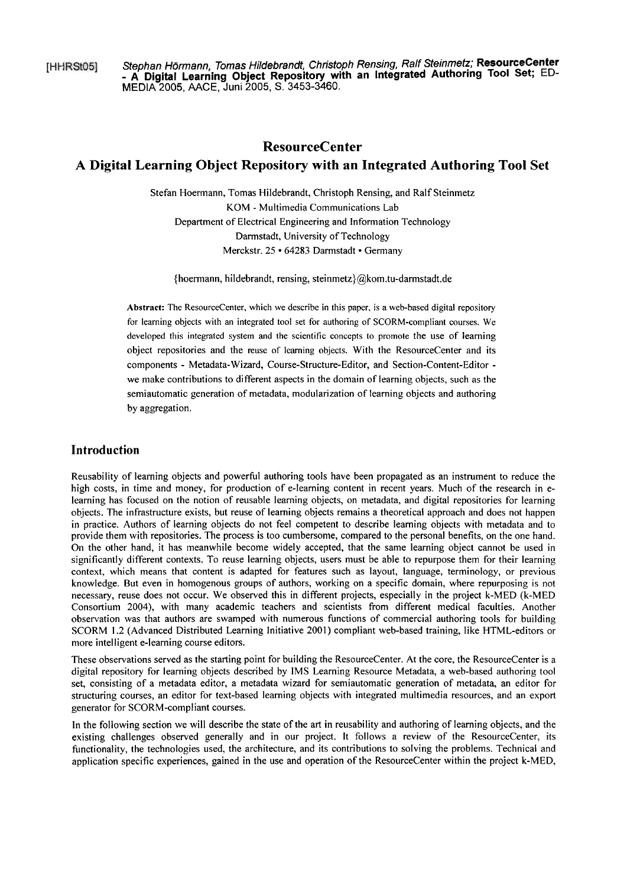[HHRSt05] *Stephan Hörmann, Tomas Hildebrandt, Christoph Rensing, Ralf Steinmetz;* **ResourceCenter - A Digital Learning Object Repository with an Integrated Authoring Tool Set;** ED-MEDIA 2005, AACE, Juni 2005, S. 3453-3460.

# ResourceCenter
# A Digital Learning Object Repository with an Integrated Authoring Tool Set

Stefan Hoermann, Tomas Hildebrandt, Christoph Rensing, and Ralf Steinmetz
KOM - Multimedia Communications Lab
Department of Electrical Engineering and Information Technology
Darmstadt, University of Technology
Merckstr. 25 • 64283 Darmstadt • Germany

{hoermann, hildebrandt, rensing, steinmetz}@kom.tu-darmstadt.de

**Abstract:** The ResourceCenter, which we describe in this paper, is a web-based digital repository for learning objects with an integrated tool set for authoring of SCORM-compliant courses. We developed this integrated system and the scientific concepts to promote the use of learning object repositories and the reuse of learning objects. With the ResourceCenter and its components - Metadata-Wizard, Course-Structure-Editor, and Section-Content-Editor - we make contributions to different aspects in the domain of learning objects, such as the semiautomatic generation of metadata, modularization of learning objects and authoring by aggregation.

## Introduction

Reusability of learning objects and powerful authoring tools have been propagated as an instrument to reduce the high costs, in time and money, for production of e-learning content in recent years. Much of the research in e-learning has focused on the notion of reusable learning objects, on metadata, and digital repositories for learning objects. The infrastructure exists, but reuse of learning objects remains a theoretical approach and does not happen in practice. Authors of learning objects do not feel competent to describe learning objects with metadata and to provide them with repositories. The process is too cumbersome, compared to the personal benefits, on the one hand. On the other hand, it has meanwhile become widely accepted, that the same learning object cannot be used in significantly different contexts. To reuse learning objects, users must be able to repurpose them for their learning context, which means that content is adapted for features such as layout, language, terminology, or previous knowledge. But even in homogenous groups of authors, working on a specific domain, where repurposing is not necessary, reuse does not occur. We observed this in different projects, especially in the project k-MED (k-MED Consortium 2004), with many academic teachers and scientists from different medical faculties. Another observation was that authors are swamped with numerous functions of commercial authoring tools for building SCORM 1.2 (Advanced Distributed Learning Initiative 2001) compliant web-based training, like HTML-editors or more intelligent e-learning course editors.

These observations served as the starting point for building the ResourceCenter. At the core, the ResourceCenter is a digital repository for learning objects described by IMS Learning Resource Metadata, a web-based authoring tool set, consisting of a metadata editor, a metadata wizard for semiautomatic generation of metadata, an editor for structuring courses, an editor for text-based learning objects with integrated multimedia resources, and an export generator for SCORM-compliant courses.

In the following section we will describe the state of the art in reusability and authoring of learning objects, and the existing challenges observed generally and in our project. It follows a review of the ResourceCenter, its functionality, the technologies used, the architecture, and its contributions to solving the problems. Technical and application specific experiences, gained in the use and operation of the ResourceCenter within the project k-MED,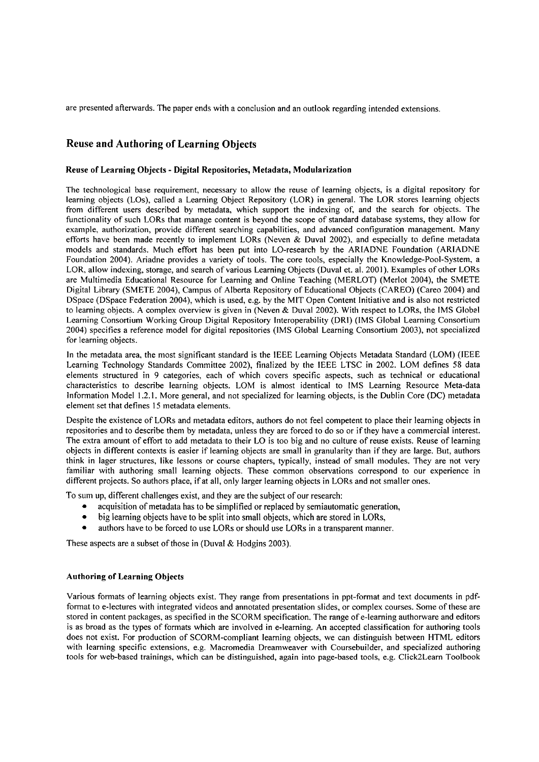are presented afterwards. The paper ends with a conclusion and an outlook regarding intended extensions.

## Reuse and Authoring of Learning Objects

### Reuse of Learning Objects - Digital Repositories, Metadata, Modularization

The technological base requirement, necessary to allow the reuse of learning objects, is a digital repository for learning objects (LOs), called a Learning Object Repository (LOR) in general. The LOR stores learning objects from different users described by metadata, which support the indexing of, and the search for objects. The functionality of such LORs that manage content is beyond the scope of standard database systems, they allow for example, authorization, provide different searching capabilities, and advanced configuration management. Many efforts have been made recently to implement LORs (Neven & Duval 2002), and especially to define metadata models and standards. Much effort has been put into LO-research by the ARIADNE Foundation (ARIADNE Foundation 2004). Ariadne provides a variety of tools. The core tools, especially the Knowledge-Pool-System, a LOR, allow indexing, storage, and search of various Learning Objects (Duval et. al. 2001). Examples of other LORs are Multimedia Educational Resource for Learning and Online Teaching (MERLOT) (Merlot 2004), the SMETE Digital Library (SMETE 2004), Campus of Alberta Repository of Educational Objects (CAREO) (Careo 2004) and DSpace (DSpace Federation 2004), which is used, e.g. by the MIT Open Content Initiative and is also not restricted to learning objects. A complex overview is given in (Neven & Duval 2002). With respect to LORs, the IMS Global Learning Consortium Working Group Digital Repository Interoperability (DRI) (IMS Global Learning Consortium 2004) specifies a reference model for digital repositories (IMS Global Learning Consortium 2003), not specialized for learning objects.

In the metadata area, the most significant standard is the IEEE Learning Objects Metadata Standard (LOM) (IEEE Learning Technology Standards Committee 2002), finalized by the IEEE LTSC in 2002. LOM defines 58 data elements structured in 9 categories, each of which covers specific aspects, such as technical or educational characteristics to describe learning objects. LOM is almost identical to IMS Learning Resource Meta-data Information Model 1.2.1. More general, and not specialized for learning objects, is the Dublin Core (DC) metadata element set that defines 15 metadata elements.

Despite the existence of LORs and metadata editors, authors do not feel competent to place their learning objects in repositories and to describe them by metadata, unless they are forced to do so or if they have a commercial interest. The extra amount of effort to add metadata to their LO is too big and no culture of reuse exists. Reuse of learning objects in different contexts is easier if learning objects are small in granularity than if they are large. But, authors think in lager structures, like lessons or course chapters, typically, instead of small modules. They are not very familiar with authoring small learning objects. These common observations correspond to our experience in different projects. So authors place, if at all, only larger learning objects in LORs and not smaller ones.

To sum up, different challenges exist, and they are the subject of our research:

- acquisition of metadata has to be simplified or replaced by semiautomatic generation,
- big learning objects have to be split into small objects, which are stored in LORs,
- authors have to be forced to use LORs or should use LORs in a transparent manner.

These aspects are a subset of those in (Duval & Hodgins 2003).

### Authoring of Learning Objects

Various formats of learning objects exist. They range from presentations in ppt-format and text documents in pdf-format to e-lectures with integrated videos and annotated presentation slides, or complex courses. Some of these are stored in content packages, as specified in the SCORM specification. The range of e-learning authorware and editors is as broad as the types of formats which are involved in e-learning. An accepted classification for authoring tools does not exist. For production of SCORM-compliant learning objects, we can distinguish between HTML editors with learning specific extensions, e.g. Macromedia Dreamweaver with Coursebuilder, and specialized authoring tools for web-based trainings, which can be distinguished, again into page-based tools, e.g. Click2Learn Toolbook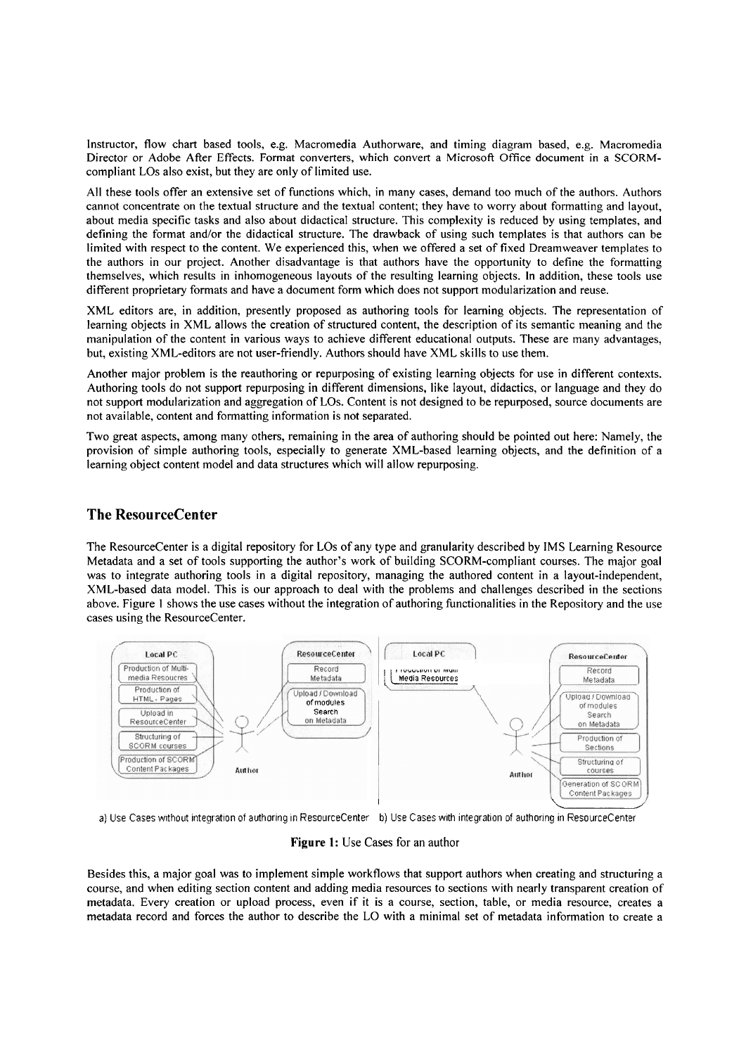Instructor, flow chart based tools, e.g. Macromedia Authorware, and timing diagram based, e.g. Macromedia Director or Adobe After Effects. Format converters, which convert a Microsoft Office document in a SCORM-compliant LOs also exist, but they are only of limited use.

All these tools offer an extensive set of functions which, in many cases, demand too much of the authors. Authors cannot concentrate on the textual structure and the textual content; they have to worry about formatting and layout, about media specific tasks and also about didactical structure. This complexity is reduced by using templates, and defining the format and/or the didactical structure. The drawback of using such templates is that authors can be limited with respect to the content. We experienced this, when we offered a set of fixed Dreamweaver templates to the authors in our project. Another disadvantage is that authors have the opportunity to define the formatting themselves, which results in inhomogeneous layouts of the resulting learning objects. In addition, these tools use different proprietary formats and have a document form which does not support modularization and reuse.

XML editors are, in addition, presently proposed as authoring tools for learning objects. The representation of learning objects in XML allows the creation of structured content, the description of its semantic meaning and the manipulation of the content in various ways to achieve different educational outputs. These are many advantages, but, existing XML-editors are not user-friendly. Authors should have XML skills to use them.

Another major problem is the reauthoring or repurposing of existing learning objects for use in different contexts. Authoring tools do not support repurposing in different dimensions, like layout, didactics, or language and they do not support modularization and aggregation of LOs. Content is not designed to be repurposed, source documents are not available, content and formatting information is not separated.

Two great aspects, among many others, remaining in the area of authoring should be pointed out here: Namely, the provision of simple authoring tools, especially to generate XML-based learning objects, and the definition of a learning object content model and data structures which will allow repurposing.

## The ResourceCenter

The ResourceCenter is a digital repository for LOs of any type and granularity described by IMS Learning Resource Metadata and a set of tools supporting the author's work of building SCORM-compliant courses. The major goal was to integrate authoring tools in a digital repository, managing the authored content in a layout-independent, XML-based data model. This is our approach to deal with the problems and challenges described in the sections above. Figure 1 shows the use cases without the integration of authoring functionalities in the Repository and the use cases using the ResourceCenter.

a) Use Cases without integration of authoring in ResourceCenter b) Use Cases with integration of authoring in ResourceCenter

**Figure 1:** Use Cases for an author

Besides this, a major goal was to implement simple workflows that support authors when creating and structuring a course, and when editing section content and adding media resources to sections with nearly transparent creation of metadata. Every creation or upload process, even if it is a course, section, table, or media resource, creates a metadata record and forces the author to describe the LO with a minimal set of metadata information to create a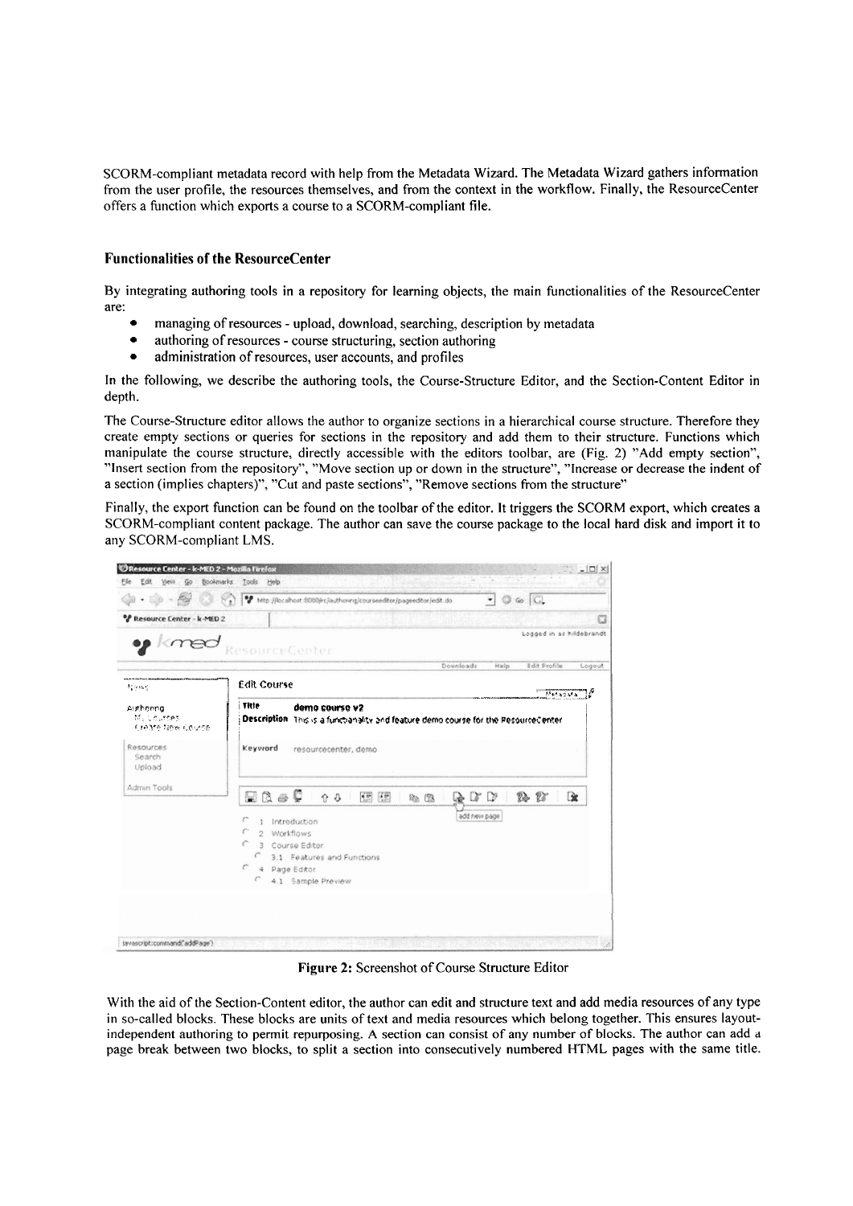SCORM-compliant metadata record with help from the Metadata Wizard. The Metadata Wizard gathers information from the user profile, the resources themselves, and from the context in the workflow. Finally, the ResourceCenter offers a function which exports a course to a SCORM-compliant file.

### Functionalities of the ResourceCenter

By integrating authoring tools in a repository for learning objects, the main functionalities of the ResourceCenter are:

- managing of resources - upload, download, searching, description by metadata
- authoring of resources - course structuring, section authoring
- administration of resources, user accounts, and profiles

In the following, we describe the authoring tools, the Course-Structure Editor, and the Section-Content Editor in depth.

The Course-Structure editor allows the author to organize sections in a hierarchical course structure. Therefore they create empty sections or queries for sections in the repository and add them to their structure. Functions which manipulate the course structure, directly accessible with the editors toolbar, are (Fig. 2) "Add empty section", "Insert section from the repository", "Move section up or down in the structure", "Increase or decrease the indent of a section (implies chapters)", "Cut and paste sections", "Remove sections from the structure"

Finally, the export function can be found on the toolbar of the editor. It triggers the SCORM export, which creates a SCORM-compliant content package. The author can save the course package to the local hard disk and import it to any SCORM-compliant LMS.

**Figure 2:** Screenshot of Course Structure Editor

With the aid of the Section-Content editor, the author can edit and structure text and add media resources of any type in so-called blocks. These blocks are units of text and media resources which belong together. This ensures layout-independent authoring to permit repurposing. A section can consist of any number of blocks. The author can add a page break between two blocks, to split a section into consecutively numbered HTML pages with the same title.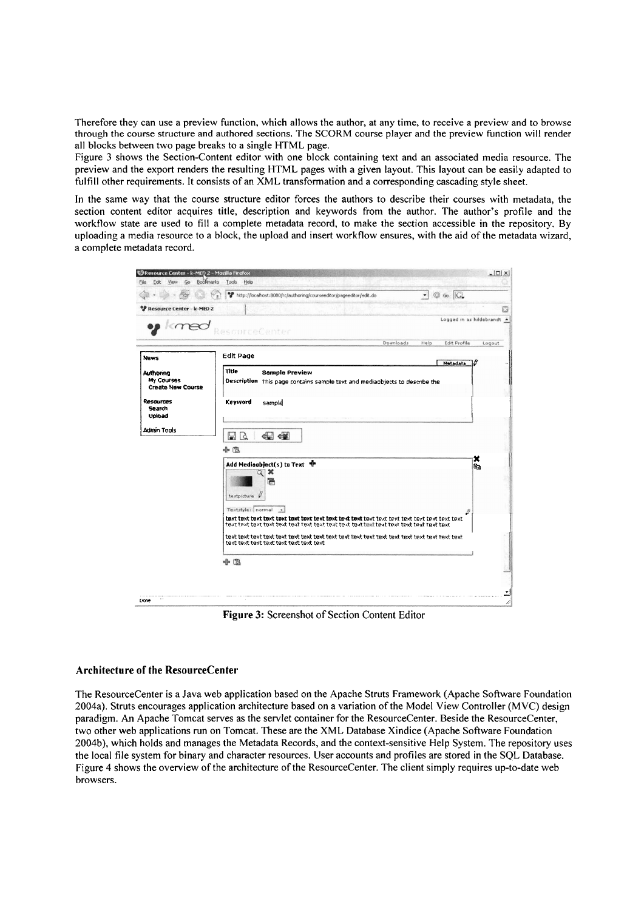Therefore they can use a preview function, which allows the author, at any time, to receive a preview and to browse through the course structure and authored sections. The SCORM course player and the preview function will render all blocks between two page breaks to a single HTML page.

Figure 3 shows the Section-Content editor with one block containing text and an associated media resource. The preview and the export renders the resulting HTML pages with a given layout. This layout can be easily adapted to fulfill other requirements. It consists of an XML transformation and a corresponding cascading style sheet.

In the same way that the course structure editor forces the authors to describe their courses with metadata, the section content editor acquires title, description and keywords from the author. The author's profile and the workflow state are used to fill a complete metadata record, to make the section accessible in the repository. By uploading a media resource to a block, the upload and insert workflow ensures, with the aid of the metadata wizard, a complete metadata record.

**Figure 3:** Screenshot of Section Content Editor

### Architecture of the ResourceCenter

The ResourceCenter is a Java web application based on the Apache Struts Framework (Apache Software Foundation 2004a). Struts encourages application architecture based on a variation of the Model View Controller (MVC) design paradigm. An Apache Tomcat serves as the servlet container for the ResourceCenter. Beside the ResourceCenter, two other web applications run on Tomcat. These are the XML Database Xindice (Apache Software Foundation 2004b), which holds and manages the Metadata Records, and the context-sensitive Help System. The repository uses the local file system for binary and character resources. User accounts and profiles are stored in the SQL Database. Figure 4 shows the overview of the architecture of the ResourceCenter. The client simply requires up-to-date web browsers.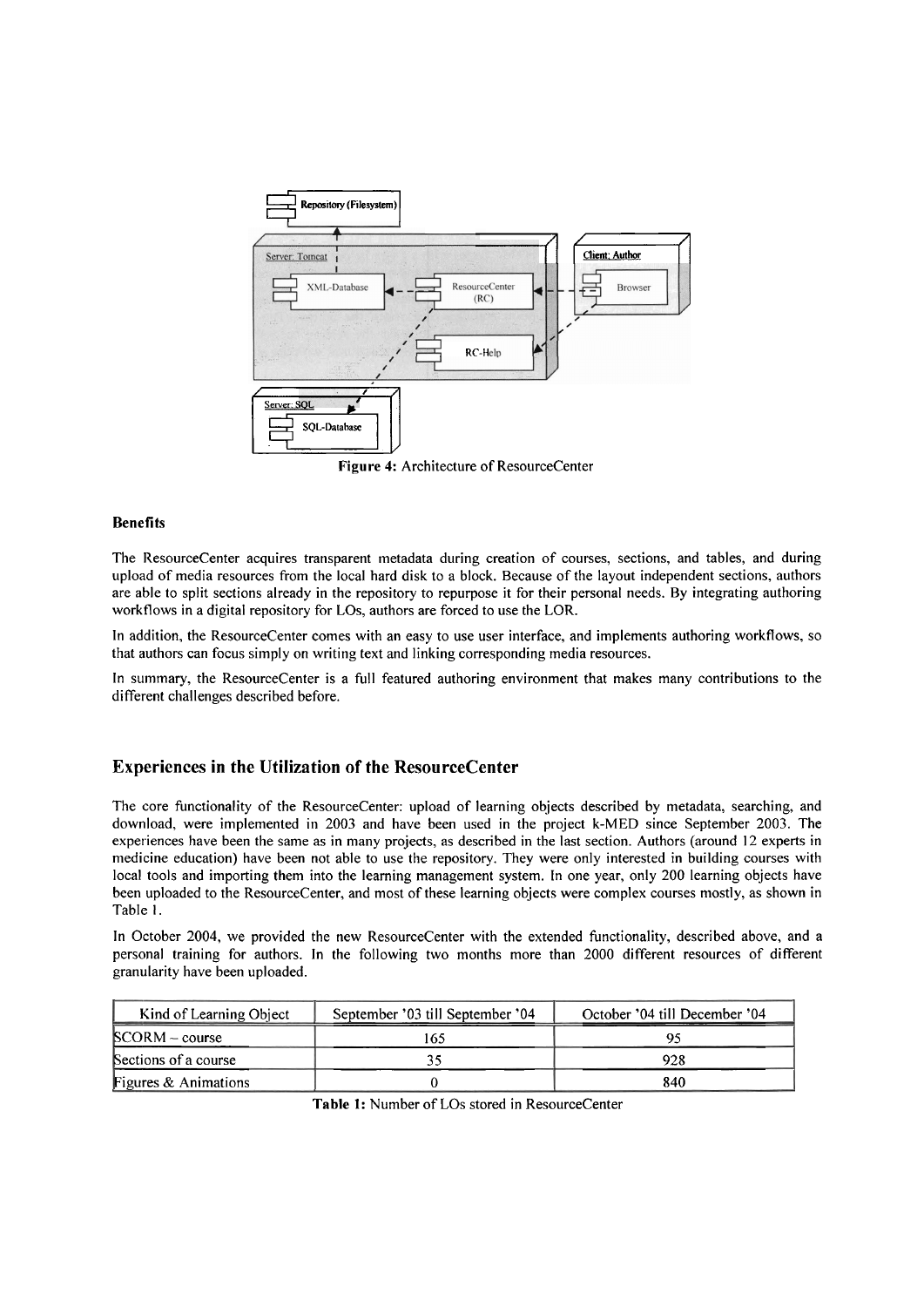Figure 4: Architecture of ResourceCenter

**Benefits**

The ResourceCenter acquires transparent metadata during creation of courses, sections, and tables, and during upload of media resources from the local hard disk to a block. Because of the layout independent sections, authors are able to split sections already in the repository to repurpose it for their personal needs. By integrating authoring workflows in a digital repository for LOs, authors are forced to use the LOR.

In addition, the ResourceCenter comes with an easy to use user interface, and implements authoring workflows, so that authors can focus simply on writing text and linking corresponding media resources.

In summary, the ResourceCenter is a full featured authoring environment that makes many contributions to the different challenges described before.

## Experiences in the Utilization of the ResourceCenter

The core functionality of the ResourceCenter: upload of learning objects described by metadata, searching, and download, were implemented in 2003 and have been used in the project k-MED since September 2003. The experiences have been the same as in many projects, as described in the last section. Authors (around 12 experts in medicine education) have been not able to use the repository. They were only interested in building courses with local tools and importing them into the learning management system. In one year, only 200 learning objects have been uploaded to the ResourceCenter, and most of these learning objects were complex courses mostly, as shown in Table 1.

In October 2004, we provided the new ResourceCenter with the extended functionality, described above, and a personal training for authors. In the following two months more than 2000 different resources of different granularity have been uploaded.

| Kind of Learning Object | September '03 till September '04 | October '04 till December '04 |
|---|---|---|
| SCORM – course | 165 | 95 |
| Sections of a course | 35 | 928 |
| Figures & Animations | 0 | 840 |

**Table 1:** Number of LOs stored in ResourceCenter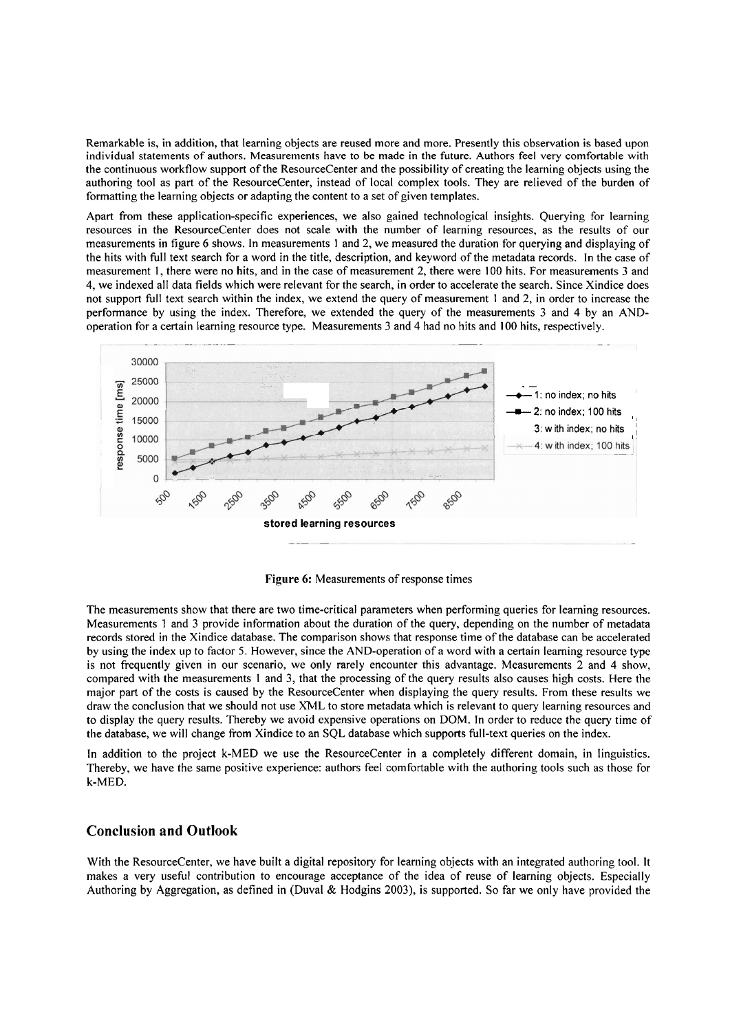Remarkable is, in addition, that learning objects are reused more and more. Presently this observation is based upon individual statements of authors. Measurements have to be made in the future. Authors feel very comfortable with the continuous workflow support of the ResourceCenter and the possibility of creating the learning objects using the authoring tool as part of the ResourceCenter, instead of local complex tools. They are relieved of the burden of formatting the learning objects or adapting the content to a set of given templates.

Apart from these application-specific experiences, we also gained technological insights. Querying for learning resources in the ResourceCenter does not scale with the number of learning resources, as the results of our measurements in figure 6 shows. In measurements 1 and 2, we measured the duration for querying and displaying of the hits with full text search for a word in the title, description, and keyword of the metadata records. In the case of measurement 1, there were no hits, and in the case of measurement 2, there were 100 hits. For measurements 3 and 4, we indexed all data fields which were relevant for the search, in order to accelerate the search. Since Xindice does not support full text search within the index, we extend the query of measurement 1 and 2, in order to increase the performance by using the index. Therefore, we extended the query of the measurements 3 and 4 by an AND-operation for a certain learning resource type. Measurements 3 and 4 had no hits and 100 hits, respectively.

**Figure 6:** Measurements of response times

The measurements show that there are two time-critical parameters when performing queries for learning resources. Measurements 1 and 3 provide information about the duration of the query, depending on the number of metadata records stored in the Xindice database. The comparison shows that response time of the database can be accelerated by using the index up to factor 5. However, since the AND-operation of a word with a certain learning resource type is not frequently given in our scenario, we only rarely encounter this advantage. Measurements 2 and 4 show, compared with the measurements 1 and 3, that the processing of the query results also causes high costs. Here the major part of the costs is caused by the ResourceCenter when displaying the query results. From these results we draw the conclusion that we should not use XML to store metadata which is relevant to query learning resources and to display the query results. Thereby we avoid expensive operations on DOM. In order to reduce the query time of the database, we will change from Xindice to an SQL database which supports full-text queries on the index.

In addition to the project k-MED we use the ResourceCenter in a completely different domain, in linguistics. Thereby, we have the same positive experience: authors feel comfortable with the authoring tools such as those for k-MED.

## Conclusion and Outlook

With the ResourceCenter, we have built a digital repository for learning objects with an integrated authoring tool. It makes a very useful contribution to encourage acceptance of the idea of reuse of learning objects. Especially Authoring by Aggregation, as defined in (Duval & Hodgins 2003), is supported. So far we only have provided the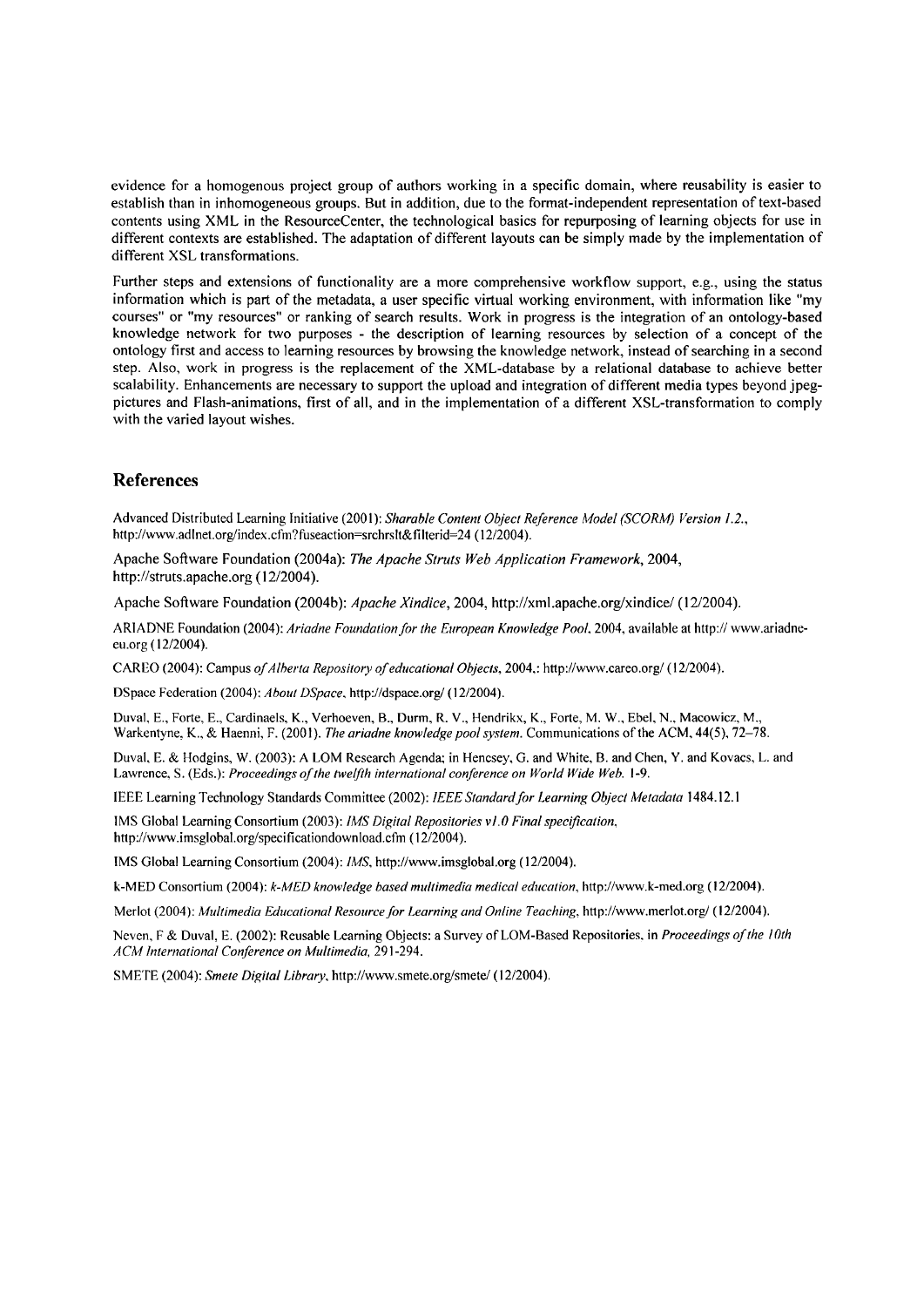evidence for a homogenous project group of authors working in a specific domain, where reusability is easier to establish than in inhomogeneous groups. But in addition, due to the format-independent representation of text-based contents using XML in the ResourceCenter, the technological basics for repurposing of learning objects for use in different contexts are established. The adaptation of different layouts can be simply made by the implementation of different XSL transformations.

Further steps and extensions of functionality are a more comprehensive workflow support, e.g., using the status information which is part of the metadata, a user specific virtual working environment, with information like "my courses" or "my resources" or ranking of search results. Work in progress is the integration of an ontology-based knowledge network for two purposes - the description of learning resources by selection of a concept of the ontology first and access to learning resources by browsing the knowledge network, instead of searching in a second step. Also, work in progress is the replacement of the XML-database by a relational database to achieve better scalability. Enhancements are necessary to support the upload and integration of different media types beyond jpeg-pictures and Flash-animations, first of all, and in the implementation of a different XSL-transformation to comply with the varied layout wishes.

## References

Advanced Distributed Learning Initiative (2001): *Sharable Content Object Reference Model (SCORM) Version 1.2.*, http://www.adlnet.org/index.cfm?fuseaction=srchrslt&filterid=24 (12/2004).

Apache Software Foundation (2004a): *The Apache Struts Web Application Framework*, 2004, http://struts.apache.org (12/2004).

Apache Software Foundation (2004b): *Apache Xindice*, 2004, http://xml.apache.org/xindice/ (12/2004).

ARIADNE Foundation (2004): *Ariadne Foundation for the European Knowledge Pool*, 2004, available at http:// www.ariadne-eu.org (12/2004).

CAREO (2004): Campus *of Alberta Repository of educational Objects*, 2004,: http://www.careo.org/ (12/2004).

DSpace Federation (2004): *About DSpace*, http://dspace.org/ (12/2004).

Duval, E., Forte, E., Cardinaels, K., Verhoeven, B., Durm, R. V., Hendrikx, K., Forte, M. W., Ebel, N., Macowicz, M., Warkentyne, K., & Haenni, F. (2001). *The ariadne knowledge pool system.* Communications of the ACM, 44(5), 72–78.

Duval, E. & Hodgins, W. (2003): A LOM Research Agenda; in Hencsey, G. and White, B. and Chen, Y. and Kovacs, L. and Lawrence, S. (Eds.): *Proceedings of the twelfth international conference on World Wide Web.* 1-9.

IEEE Learning Technology Standards Committee (2002): *IEEE Standard for Learning Object Metadata* 1484.12.1

IMS Global Learning Consortium (2003): *IMS Digital Repositories v1.0 Final specification*, http://www.imsglobal.org/specificationdownload.cfm (12/2004).

IMS Global Learning Consortium (2004): *IMS*, http://www.imsglobal.org (12/2004).

k-MED Consortium (2004): *k-MED knowledge based multimedia medical education*, http://www.k-med.org (12/2004).

Merlot (2004): *Multimedia Educational Resource for Learning and Online Teaching*, http://www.merlot.org/ (12/2004).

Neven, F & Duval, E. (2002): Reusable Learning Objects: a Survey of LOM-Based Repositories, in *Proceedings of the 10th ACM International Conference on Multimedia*, 291-294.

SMETE (2004): *Smete Digital Library*, http://www.smete.org/smete/ (12/2004).